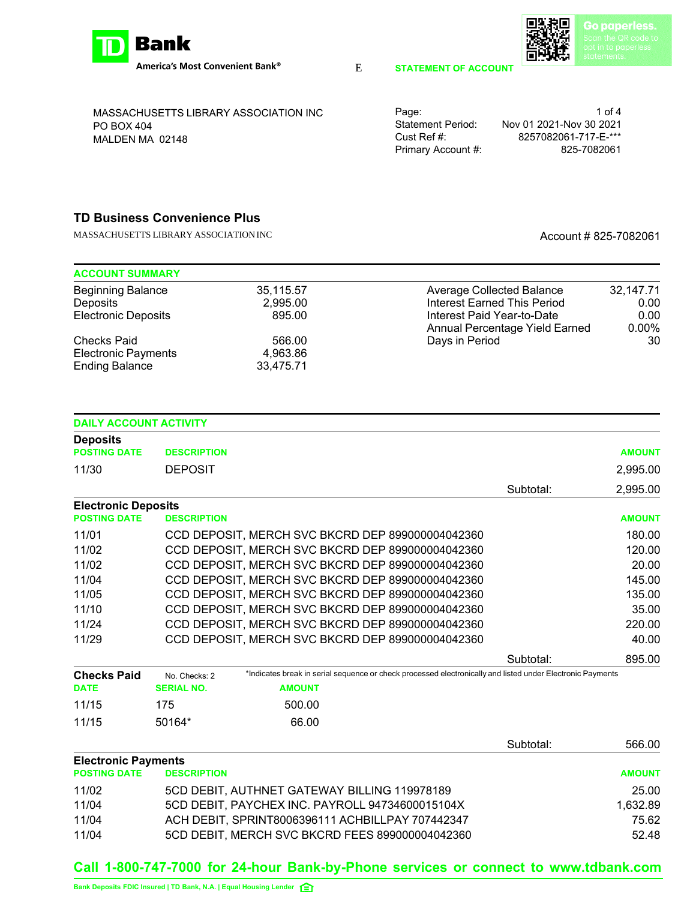**TD Bank**
America's Most Convenient Bank®

Go paperless. Scan the QR code to opt in to paperless statements.

E

**STATEMENT OF ACCOUNT**

MASSACHUSETTS LIBRARY ASSOCIATION INC
PO BOX 404
MALDEN MA 02148

| | |
|---|---|
| Page: | 1 of 4 |
| Statement Period: | Nov 01 2021-Nov 30 2021 |
| Cust Ref #: | 8257082061-717-E-*** |
| Primary Account #: | 825-7082061 |

## TD Business Convenience Plus

MASSACHUSETTS LIBRARY ASSOCIATION INC

Account # 825-7082061

### ACCOUNT SUMMARY

| | | | |
|---|---|---|---|
| Beginning Balance | 35,115.57 | Average Collected Balance | 32,147.71 |
| Deposits | 2,995.00 | Interest Earned This Period | 0.00 |
| Electronic Deposits | 895.00 | Interest Paid Year-to-Date | 0.00 |
| | | Annual Percentage Yield Earned | 0.00% |
| Checks Paid | 566.00 | Days in Period | 30 |
| Electronic Payments | 4,963.86 | | |
| Ending Balance | 33,475.71 | | |

### DAILY ACCOUNT ACTIVITY

**Deposits**

| POSTING DATE | DESCRIPTION | AMOUNT |
|---|---|---|
| 11/30 | DEPOSIT | 2,995.00 |
| | Subtotal: | 2,995.00 |

**Electronic Deposits**

| POSTING DATE | DESCRIPTION | AMOUNT |
|---|---|---|
| 11/01 | CCD DEPOSIT, MERCH SVC BKCRD DEP 899000004042360 | 180.00 |
| 11/02 | CCD DEPOSIT, MERCH SVC BKCRD DEP 899000004042360 | 120.00 |
| 11/02 | CCD DEPOSIT, MERCH SVC BKCRD DEP 899000004042360 | 20.00 |
| 11/04 | CCD DEPOSIT, MERCH SVC BKCRD DEP 899000004042360 | 145.00 |
| 11/05 | CCD DEPOSIT, MERCH SVC BKCRD DEP 899000004042360 | 135.00 |
| 11/10 | CCD DEPOSIT, MERCH SVC BKCRD DEP 899000004042360 | 35.00 |
| 11/24 | CCD DEPOSIT, MERCH SVC BKCRD DEP 899000004042360 | 220.00 |
| 11/29 | CCD DEPOSIT, MERCH SVC BKCRD DEP 899000004042360 | 40.00 |
| | Subtotal: | 895.00 |

**Checks Paid** No. Checks: 2

*Indicates break in serial sequence or check processed electronically and listed under Electronic Payments

| DATE | SERIAL NO. | AMOUNT |
|---|---|---|
| 11/15 | 175 | 500.00 |
| 11/15 | 50164* | 66.00 |
| | Subtotal: | 566.00 |

**Electronic Payments**

| POSTING DATE | DESCRIPTION | AMOUNT |
|---|---|---|
| 11/02 | 5CD DEBIT, AUTHNET GATEWAY BILLING 119978189 | 25.00 |
| 11/04 | 5CD DEBIT, PAYCHEX INC. PAYROLL 94734600015104X | 1,632.89 |
| 11/04 | ACH DEBIT, SPRINT8006396111 ACHBILLPAY 707442347 | 75.62 |
| 11/04 | 5CD DEBIT, MERCH SVC BKCRD FEES 899000004042360 | 52.48 |

**Call 1-800-747-7000 for 24-hour Bank-by-Phone services or connect to www.tdbank.com**

Bank Deposits FDIC Insured | TD Bank, N.A. | Equal Housing Lender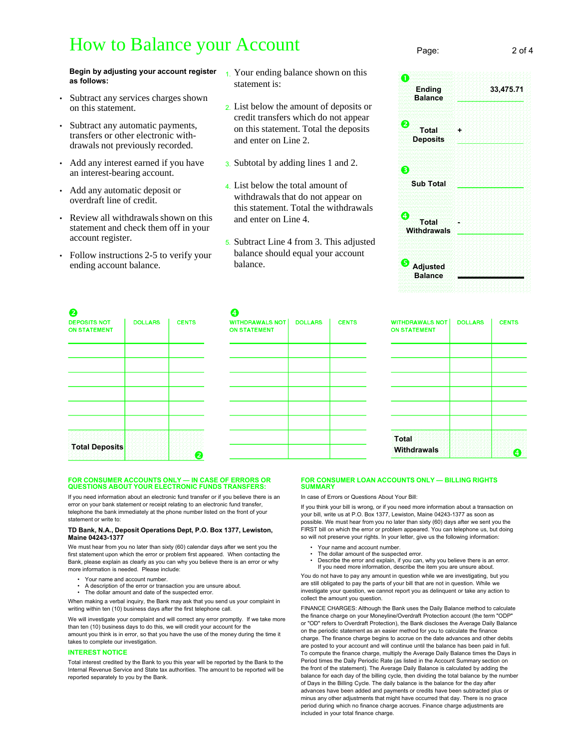# How to Balance your Account

**Begin by adjusting your account register as follows:**

- Subtract any services charges shown on this statement.
- Subtract any automatic payments, transfers or other electronic with-drawals not previously recorded.
- Add any interest earned if you have an interest-bearing account.
- Add any automatic deposit or overdraft line of credit.
- Review all withdrawals shown on this statement and check them off in your account register.
- Follow instructions 2-5 to verify your ending account balance.

1. Your ending balance shown on this statement is:
2. List below the amount of deposits or credit transfers which do not appear on this statement. Total the deposits and enter on Line 2.
3. Subtotal by adding lines 1 and 2.
4. List below the total amount of withdrawals that do not appear on this statement. Total the withdrawals and enter on Line 4.
5. Subtract Line 4 from 3. This adjusted balance should equal your account balance.

| | | |
|---|---|---|
| 1 Ending Balance | | 33,475.71 |
| 2 Total Deposits | + | |
| 3 Sub Total | | |
| 4 Total Withdrawals | - | |
| 5 Adjusted Balance | | |

**2**

| DEPOSITS NOT ON STATEMENT | DOLLARS | CENTS |
|---|---|---|
| | | |
| | | |
| | | |
| | | |
| | | |
| | | |
| **Total Deposits** | | 2 |

**4**

| WITHDRAWALS NOT ON STATEMENT | DOLLARS | CENTS |
|---|---|---|
| | | |
| | | |
| | | |
| | | |
| | | |
| | | |
| | | |

| WITHDRAWALS NOT ON STATEMENT | DOLLARS | CENTS |
|---|---|---|
| | | |
| | | |
| | | |
| | | |
| | | |
| | | |
| **Total Withdrawals** | | 4 |

### FOR CONSUMER ACCOUNTS ONLY — IN CASE OF ERRORS OR QUESTIONS ABOUT YOUR ELECTRONIC FUNDS TRANSFERS:

If you need information about an electronic fund transfer or if you believe there is an error on your bank statement or receipt relating to an electronic fund transfer, telephone the bank immediately at the phone number listed on the front of your statement or write to:

**TD Bank, N.A., Deposit Operations Dept, P.O. Box 1377, Lewiston, Maine 04243-1377**

We must hear from you no later than sixty (60) calendar days after we sent you the first statement upon which the error or problem first appeared. When contacting the Bank, please explain as clearly as you can why you believe there is an error or why more information is needed. Please include:

- Your name and account number.
- A description of the error or transaction you are unsure about.
- The dollar amount and date of the suspected error.

When making a verbal inquiry, the Bank may ask that you send us your complaint in writing within ten (10) business days after the first telephone call.

We will investigate your complaint and will correct any error promptly. If we take more than ten (10) business days to do this, we will credit your account for the amount you think is in error, so that you have the use of the money during the time it takes to complete our investigation.

### INTEREST NOTICE

Total interest credited by the Bank to you this year will be reported by the Bank to the Internal Revenue Service and State tax authorities. The amount to be reported will be reported separately to you by the Bank.

### FOR CONSUMER LOAN ACCOUNTS ONLY — BILLING RIGHTS SUMMARY

In case of Errors or Questions About Your Bill:

If you think your bill is wrong, or if you need more information about a transaction on your bill, write us at P.O. Box 1377, Lewiston, Maine 04243-1377 as soon as possible. We must hear from you no later than sixty (60) days after we sent you the FIRST bill on which the error or problem appeared. You can telephone us, but doing so will not preserve your rights. In your letter, give us the following information:

- Your name and account number.
- The dollar amount of the suspected error.
- Describe the error and explain, if you can, why you believe there is an error. If you need more information, describe the item you are unsure about.

You do not have to pay any amount in question while we are investigating, but you are still obligated to pay the parts of your bill that are not in question. While we investigate your question, we cannot report you as delinquent or take any action to collect the amount you question.

FINANCE CHARGES: Although the Bank uses the Daily Balance method to calculate the finance charge on your Moneyline/Overdraft Protection account (the term "ODP" or "OD" refers to Overdraft Protection), the Bank discloses the Average Daily Balance on the periodic statement as an easier method for you to calculate the finance charge. The finance charge begins to accrue on the date advances and other debits are posted to your account and will continue until the balance has been paid in full. To compute the finance charge, multiply the Average Daily Balance times the Days in Period times the Daily Periodic Rate (as listed in the Account Summary section on the front of the statement). The Average Daily Balance is calculated by adding the balance for each day of the billing cycle, then dividing the total balance by the number of Days in the Billing Cycle. The daily balance is the balance for the day after advances have been added and payments or credits have been subtracted plus or minus any other adjustments that might have occurred that day. There is no grace period during which no finance charge accrues. Finance charge adjustments are included in your total finance charge.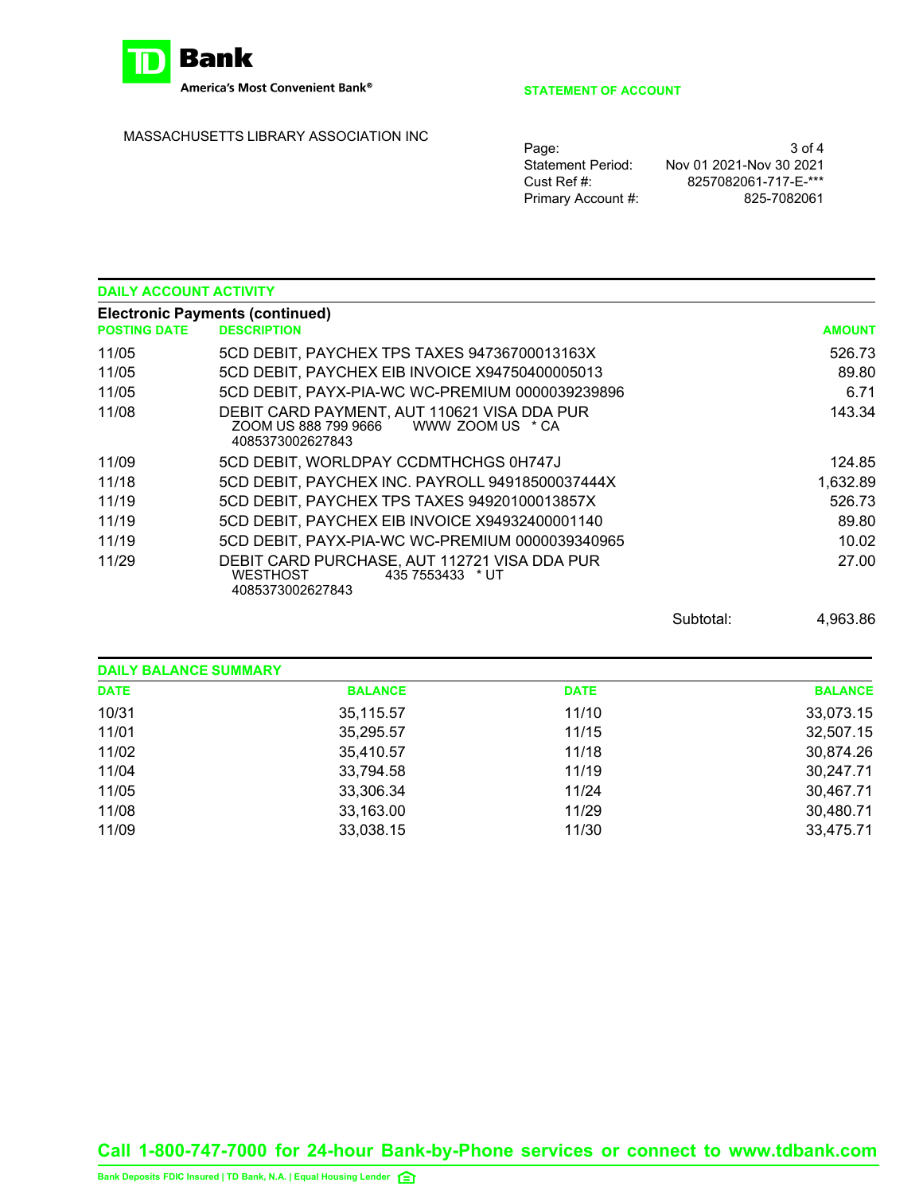**TD Bank**
America's Most Convenient Bank®

**STATEMENT OF ACCOUNT**

MASSACHUSETTS LIBRARY ASSOCIATION INC

| | |
|---|---|
| Page: | 3 of 4 |
| Statement Period: | Nov 01 2021-Nov 30 2021 |
| Cust Ref #: | 8257082061-717-E-*** |
| Primary Account #: | 825-7082061 |

## DAILY ACCOUNT ACTIVITY

### Electronic Payments (continued)

| POSTING DATE | DESCRIPTION | AMOUNT |
|---|---|---|
| 11/05 | 5CD DEBIT, PAYCHEX TPS TAXES 94736700013163X | 526.73 |
| 11/05 | 5CD DEBIT, PAYCHEX EIB INVOICE X94750400005013 | 89.80 |
| 11/05 | 5CD DEBIT, PAYX-PIA-WC WC-PREMIUM 0000039239896 | 6.71 |
| 11/08 | DEBIT CARD PAYMENT, AUT 110621 VISA DDA PUR ZOOM US 888 799 9666 WWW ZOOM US * CA 4085373002627843 | 143.34 |
| 11/09 | 5CD DEBIT, WORLDPAY CCDMTHCHGS 0H747J | 124.85 |
| 11/18 | 5CD DEBIT, PAYCHEX INC. PAYROLL 94918500037444X | 1,632.89 |
| 11/19 | 5CD DEBIT, PAYCHEX TPS TAXES 94920100013857X | 526.73 |
| 11/19 | 5CD DEBIT, PAYCHEX EIB INVOICE X94932400001140 | 89.80 |
| 11/19 | 5CD DEBIT, PAYX-PIA-WC WC-PREMIUM 0000039340965 | 10.02 |
| 11/29 | DEBIT CARD PURCHASE, AUT 112721 VISA DDA PUR WESTHOST 435 7553433 * UT 4085373002627843 | 27.00 |
| | Subtotal: | 4,963.86 |

## DAILY BALANCE SUMMARY

| DATE | BALANCE | DATE | BALANCE |
|---|---|---|---|
| 10/31 | 35,115.57 | 11/10 | 33,073.15 |
| 11/01 | 35,295.57 | 11/15 | 32,507.15 |
| 11/02 | 35,410.57 | 11/18 | 30,874.26 |
| 11/04 | 33,794.58 | 11/19 | 30,247.71 |
| 11/05 | 33,306.34 | 11/24 | 30,467.71 |
| 11/08 | 33,163.00 | 11/29 | 30,480.71 |
| 11/09 | 33,038.15 | 11/30 | 33,475.71 |

**Call 1-800-747-7000 for 24-hour Bank-by-Phone services or connect to www.tdbank.com**

Bank Deposits FDIC Insured | TD Bank, N.A. | Equal Housing Lender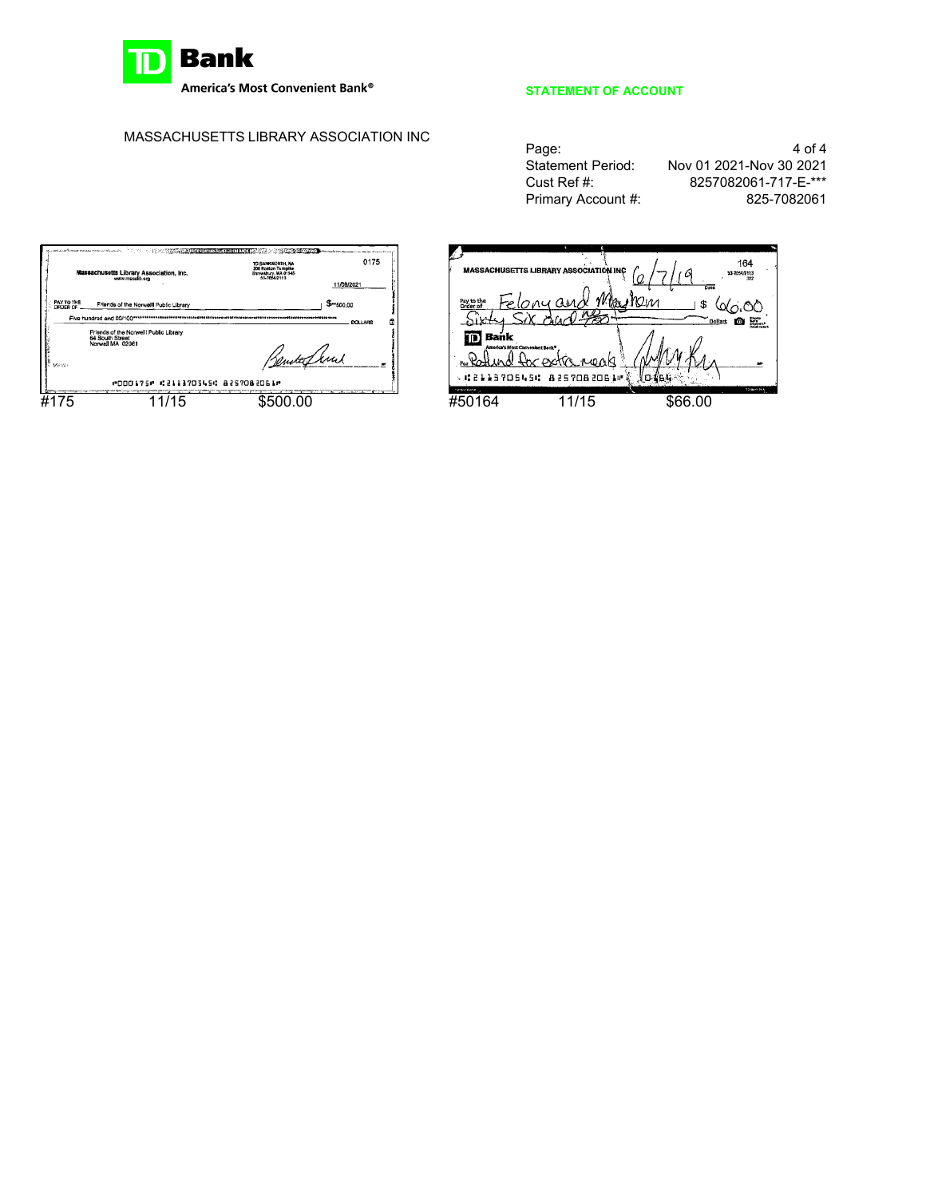**TD Bank**

America's Most Convenient Bank®

**STATEMENT OF ACCOUNT**

MASSACHUSETTS LIBRARY ASSOCIATION INC

| | |
|---|---|
| Page: | 4 of 4 |
| Statement Period: | Nov 01 2021-Nov 30 2021 |
| Cust Ref #: | 8257082061-717-E-*** |
| Primary Account #: | 825-7082061 |

Massachusetts Library Association, Inc.
www.masslib.org

TD BANKNORTH, NA
200 Boston Turnpike
Shrewsbury, MA 01545
53-7054/2113

0175

11/08/2021

PAY TO THE ORDER OF Friends of the Norwell Public Library $**500.00

Five hundred and 00/100****************************** DOLLARS

Friends of the Norwell Public Library
64 South Street
Norwell MA 02061

MEMO

⑈000175⑈ ⑆211370545⑆ 8257082061⑈

#175 11/15 $500.00

MASSACHUSETTS LIBRARY ASSOCIATION INC 6/7/19

164
53-7054/2113
322

Date

Pay to the Order of Felony and Mayhem $ 66.00

Sixty Six and no/100 Dollars

TD Bank
America's Most Convenient Bank®

For Refund for extra meals

⑆211370545⑆ 8257082061⑈ 0164

#50164 11/15 $66.00